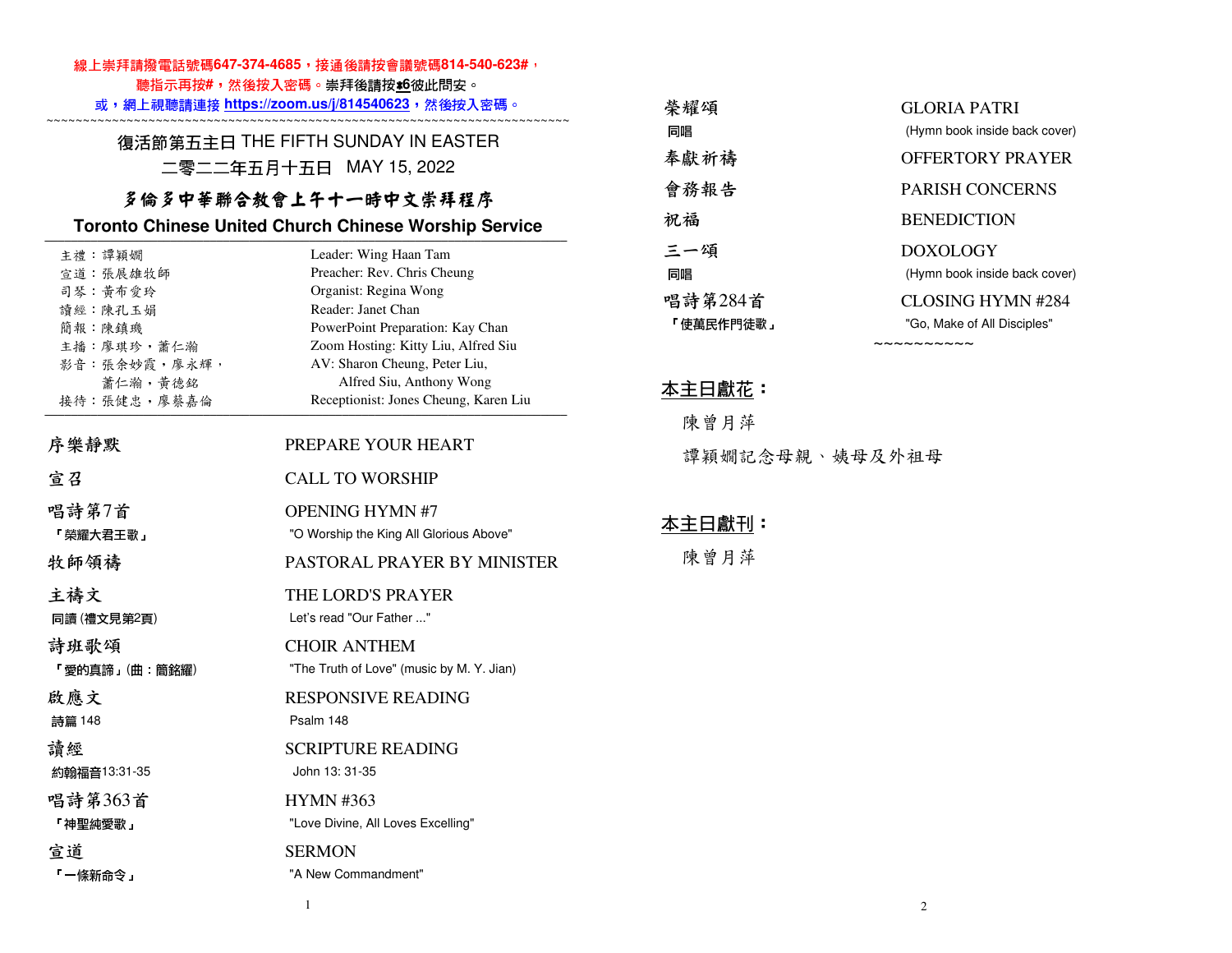線上崇拜請撥電話號碼647-374-4685，接通後請按會議號碼814-540-623#，
聽指示再按#，然後按入密碼。崇拜後請按*6彼此問安。
或，網上視聽請連接 https://zoom.us/j/814540623，然後按入密碼。

~~~~~~~~~~~~~~~~~~~~~~~~~~~~~~~~~~~~~~~~~~~~~~~~~~~~~~~~~~~~~~~~~~~~~~~~

## 復活節第五主日 THE FIFTH SUNDAY IN EASTER
## 二零二二年五月十五日 MAY 15, 2022

# 多倫多中華聯合教會上午十一時中文崇拜程序
# Toronto Chinese United Church Chinese Worship Service

| | |
|---|---|
| 主禮：譚穎嫺 | Leader: Wing Haan Tam |
| 宣道：張展雄牧師 | Preacher: Rev. Chris Cheung |
| 司琴：黃布愛玲 | Organist: Regina Wong |
| 讀經：陳孔玉娟 | Reader: Janet Chan |
| 簡報：陳鎮璣 | PowerPoint Preparation: Kay Chan |
| 主播：廖琪珍，蕭仁瀚 | Zoom Hosting: Kitty Liu, Alfred Siu |
| 影音：張余妙霞，廖永輝，蕭仁瀚，黃德銘 | AV: Sharon Cheung, Peter Liu, Alfred Siu, Anthony Wong |
| 接待：張健忠，廖蔡嘉倫 | Receptionist: Jones Cheung, Karen Liu |

| | |
|---|---|
| **序樂靜默** | PREPARE YOUR HEART |
| **宣召** | CALL TO WORSHIP |
| **唱詩第7首**<br>「榮耀大君王歌」 | OPENING HYMN #7<br>"O Worship the King All Glorious Above" |
| **牧師領禱** | PASTORAL PRAYER BY MINISTER |
| **主禱文**<br>同讀 (禮文見第2頁) | THE LORD'S PRAYER<br>Let's read "Our Father ..." |
| **詩班歌頌**<br>「愛的真諦」(曲：簡銘耀) | CHOIR ANTHEM<br>"The Truth of Love" (music by M. Y. Jian) |
| **啟應文**<br>詩篇 148 | RESPONSIVE READING<br>Psalm 148 |
| **讀經**<br>約翰福音13:31-35 | SCRIPTURE READING<br>John 13: 31-35 |
| **唱詩第363首**<br>「神聖純愛歌」 | HYMN #363<br>"Love Divine, All Loves Excelling" |
| **宣道**<br>「一條新命令」 | SERMON<br>"A New Commandment" |
| **榮耀頌**<br>同唱 | GLORIA PATRI<br>(Hymn book inside back cover) |
| **奉獻祈禱** | OFFERTORY PRAYER |
| **會務報告** | PARISH CONCERNS |
| **祝福** | BENEDICTION |
| **三一頌**<br>同唱 | DOXOLOGY<br>(Hymn book inside back cover) |
| **唱詩第284首**<br>「使萬民作門徒歌」 | CLOSING HYMN #284<br>"Go, Make of All Disciples" |

~~~~~~~~~~

**本主日獻花：**

陳曾月萍

譚穎嫺記念母親、姨母及外祖母

**本主日獻刊：**

陳曾月萍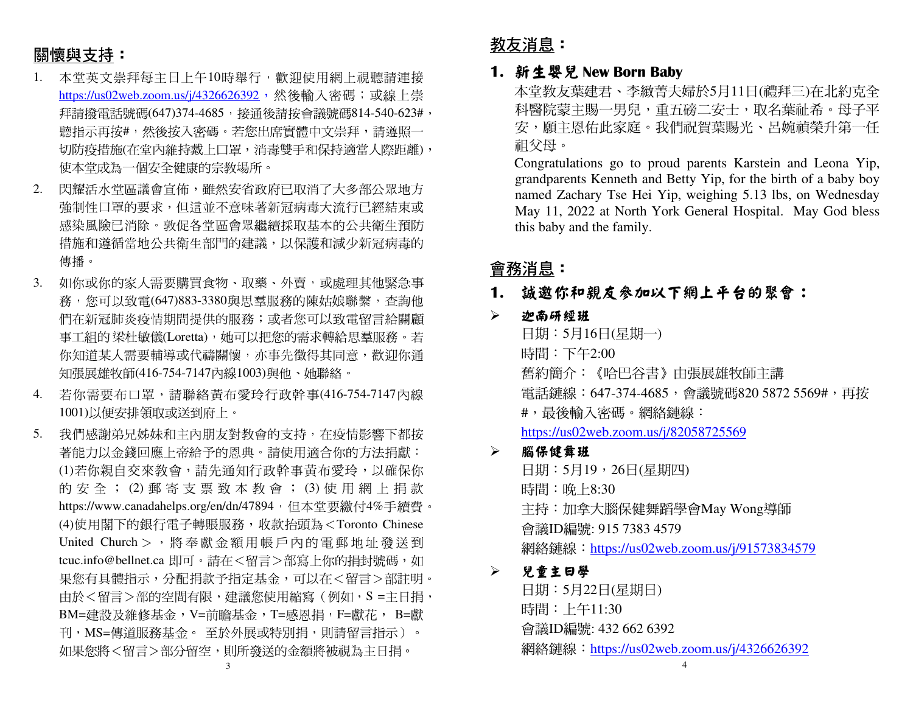## 關懷與支持：

1. 本堂英文崇拜每主日上午10時舉行，歡迎使用網上視聽請連接 https://us02web.zoom.us/j/4326626392，然後輸入密碼；或線上崇拜請撥電話號碼(647)374-4685，接通後請按會議號碼814-540-623#，聽指示再按#，然後按入密碼。若您出席實體中文崇拜，請遵照一切防疫措施(在堂內維持戴上口罩，消毒雙手和保持適當人際距離)，使本堂成為一個安全健康的宗教場所。
2. 閃耀活水堂區議會宣佈，雖然安省政府已取消了大多部公眾地方強制性口罩的要求，但這並不意味著新冠病毒大流行已經結束或感染風險已消除。敦促各堂區會眾繼續採取基本的公共衛生預防措施和遵循當地公共衛生部門的建議，以保護和減少新冠病毒的傳播。
3. 如你或你的家人需要購買食物、取藥、外賣，或處理其他緊急事務，您可以致電(647)883-3380與思羣服務的陳姑娘聯繫，查詢他們在新冠肺炎疫情期間提供的服務；或者您可以致電留言給關顧事工組的梁杜敏儀(Loretta)，她可以把您的需求轉給思羣服務。若你知道某人需要輔導或代禱關懷，亦事先徵得其同意，歡迎你通知張展雄牧師(416-754-7147內線1003)與他、她聯絡。
4. 若你需要布口罩，請聯絡黃布愛玲行政幹事(416-754-7147內線1001)以便安排領取或送到府上。
5. 我們感謝弟兄姊妹和主內朋友對教會的支持，在疫情影響下都按著能力以金錢回應上帝給予的恩典。請使用適合你的方法捐獻：(1)若你親自交來教會，請先通知行政幹事黃布愛玲，以確保你的安全；(2)郵寄支票致本教會；(3)使用網上捐款 https://www.canadahelps.org/en/dn/47894，但本堂要繳付4%手續費。(4)使用閣下的銀行電子轉賬服務，收款抬頭為＜Toronto Chinese United Church＞，將奉獻金額用帳戶內的電郵地址發送到 tcuc.info@bellnet.ca 即可。請在＜留言＞部寫上你的捐封號碼，如果您有具體指示，分配捐款予指定基金，可以在＜留言＞部註明。由於＜留言＞部的空間有限，建議您使用縮寫（例如，S =主日捐，BM=建設及維修基金，V=前瞻基金，T=感恩捐，F=獻花， B=獻刊，MS=傳道服務基金。 至於外展或特別捐，則請留言指示）。如果您將＜留言＞部分留空，則所發送的金額將被視為主日捐。

## 教友消息：

### 1. 新生嬰兒 New Born Baby

本堂教友葉建君、李緻菁夫婦於5月11日(禮拜三)在北約克全科醫院蒙主賜一男兒，重五磅二安士，取名葉祉希。母子平安，願主恩佑此家庭。我們祝賀葉賜光、呂婉禎榮升第一任祖父母。

Congratulations go to proud parents Karstein and Leona Yip, grandparents Kenneth and Betty Yip, for the birth of a baby boy named Zachary Tse Hei Yip, weighing 5.13 lbs, on Wednesday May 11, 2022 at North York General Hospital. May God bless this baby and the family.

## 會務消息：

### 1. 誠邀你和親友參加以下網上平台的聚會：

- **迦南研經班**

  日期：5月16日(星期一)

  時間：下午2:00

  舊約簡介：《哈巴谷書》由張展雄牧師主講

  電話鏈線：647-374-4685，會議號碼820 5872 5569#，再按#，最後輸入密碼。網絡鏈線：

  https://us02web.zoom.us/j/82058725569

- **腦保健舞班**

  日期：5月19，26日(星期四)

  時間：晚上8:30

  主持：加拿大腦保健舞蹈學會May Wong導師

  會議ID編號: 915 7383 4579

  網絡鏈線：https://us02web.zoom.us/j/91573834579

- **兒童主日學**

  日期：5月22日(星期日)

  時間：上午11:30

  會議ID編號: 432 662 6392

  網絡鏈線：https://us02web.zoom.us/j/4326626392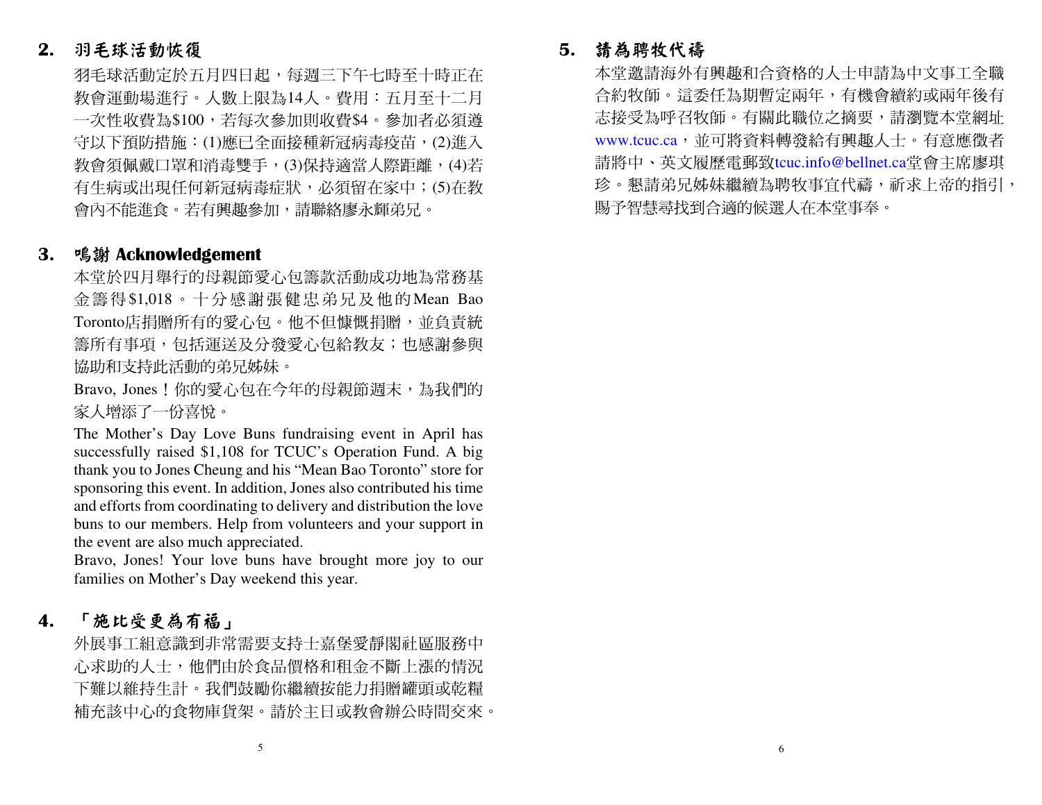## 2. 羽毛球活動恢復

羽毛球活動定於五月四日起，每週三下午七時至十時正在教會運動場進行。人數上限為14人。費用：五月至十二月一次性收費為$100，若每次參加則收費$4。參加者必須遵守以下預防措施：(1)應已全面接種新冠病毒疫苗，(2)進入教會須佩戴口罩和消毒雙手，(3)保持適當人際距離，(4)若有生病或出現任何新冠病毒症狀，必須留在家中；(5)在教會內不能進食。若有興趣參加，請聯絡廖永輝弟兄。

## 3. 鳴謝 Acknowledgement

本堂於四月舉行的母親節愛心包籌款活動成功地為常務基金籌得$1,018。十分感謝張健忠弟兄及他的Mean Bao Toronto店捐贈所有的愛心包。他不但慷慨捐贈，並負責統籌所有事項，包括運送及分發愛心包給教友；也感謝參與協助和支持此活動的弟兄姊妹。

Bravo, Jones！你的愛心包在今年的母親節週末，為我們的家人增添了一份喜悅。

The Mother's Day Love Buns fundraising event in April has successfully raised $1,108 for TCUC's Operation Fund. A big thank you to Jones Cheung and his "Mean Bao Toronto" store for sponsoring this event. In addition, Jones also contributed his time and efforts from coordinating to delivery and distribution the love buns to our members. Help from volunteers and your support in the event are also much appreciated.

Bravo, Jones! Your love buns have brought more joy to our families on Mother's Day weekend this year.

## 4. 「施比受更為有福」

外展事工組意識到非常需要支持士嘉堡愛靜閣社區服務中心求助的人士，他們由於食品價格和租金不斷上漲的情況下難以維持生計。我們鼓勵你繼續按能力捐贈罐頭或乾糧補充該中心的食物庫貨架。請於主日或教會辦公時間交來。

## 5. 請為聘牧代禱

本堂邀請海外有興趣和合資格的人士申請為中文事工全職合約牧師。這委任為期暫定兩年，有機會續約或兩年後有志接受為呼召牧師。有關此職位之摘要，請瀏覽本堂網址www.tcuc.ca，並可將資料轉發給有興趣人士。有意應徵者請將中、英文履歷電郵致tcuc.info@bellnet.ca堂會主席廖琪珍。懇請弟兄姊妹繼續為聘牧事宜代禱，祈求上帝的指引，賜予智慧尋找到合適的候選人在本堂事奉。